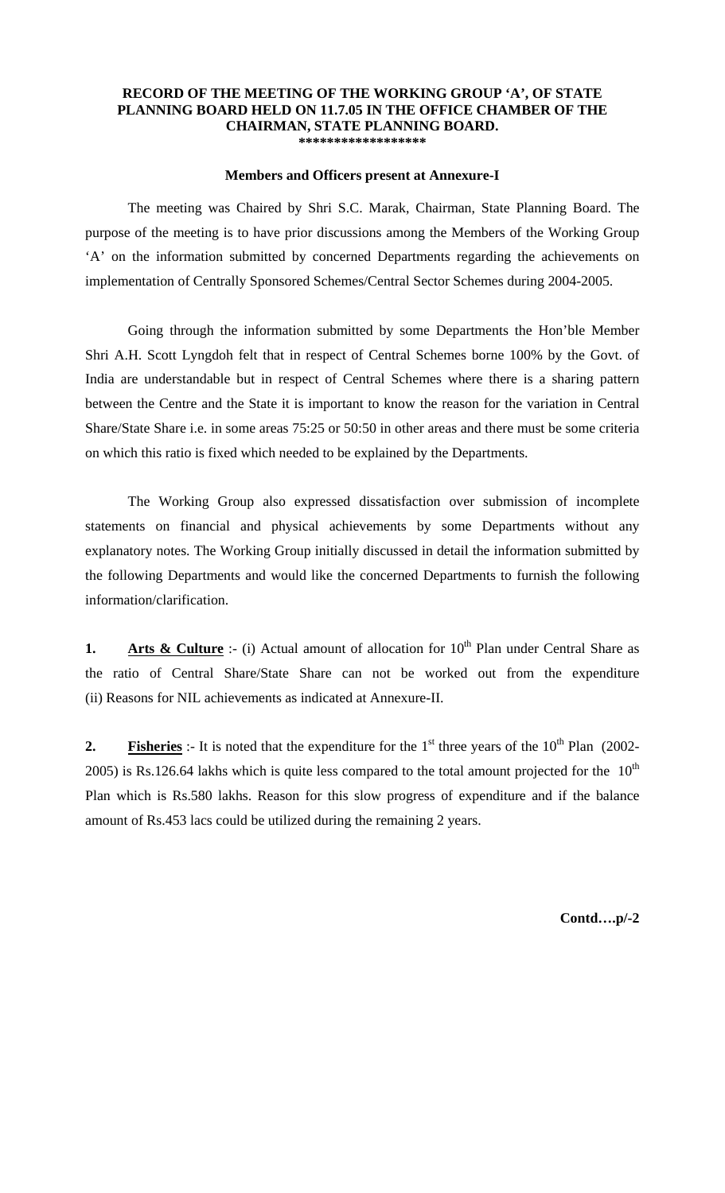**RECORD OF THE MEETING OF THE WORKING GROUP 'A', OF STATE PLANNING BOARD HELD ON 11.7.05 IN THE OFFICE CHAMBER OF THE CHAIRMAN, STATE PLANNING BOARD.**

**\*\*\*\*\*\*\*\*\*\*\*\*\*\*\*\*\*\***

**Members and Officers present at Annexure-I**

The meeting was Chaired by Shri S.C. Marak, Chairman, State Planning Board. The purpose of the meeting is to have prior discussions among the Members of the Working Group 'A' on the information submitted by concerned Departments regarding the achievements on implementation of Centrally Sponsored Schemes/Central Sector Schemes during 2004-2005.

Going through the information submitted by some Departments the Hon'ble Member Shri A.H. Scott Lyngdoh felt that in respect of Central Schemes borne 100% by the Govt. of India are understandable but in respect of Central Schemes where there is a sharing pattern between the Centre and the State it is important to know the reason for the variation in Central Share/State Share i.e. in some areas 75:25 or 50:50 in other areas and there must be some criteria on which this ratio is fixed which needed to be explained by the Departments.

The Working Group also expressed dissatisfaction over submission of incomplete statements on financial and physical achievements by some Departments without any explanatory notes. The Working Group initially discussed in detail the information submitted by the following Departments and would like the concerned Departments to furnish the following information/clarification.

**1. <u>Arts & Culture</u>** :- (i) Actual amount of allocation for 10th Plan under Central Share as the ratio of Central Share/State Share can not be worked out from the expenditure (ii) Reasons for NIL achievements as indicated at Annexure-II.

**2. <u>Fisheries</u>** :- It is noted that the expenditure for the 1st three years of the 10th Plan (2002-2005) is Rs.126.64 lakhs which is quite less compared to the total amount projected for the 10th Plan which is Rs.580 lakhs. Reason for this slow progress of expenditure and if the balance amount of Rs.453 lacs could be utilized during the remaining 2 years.

**Contd….p/-2**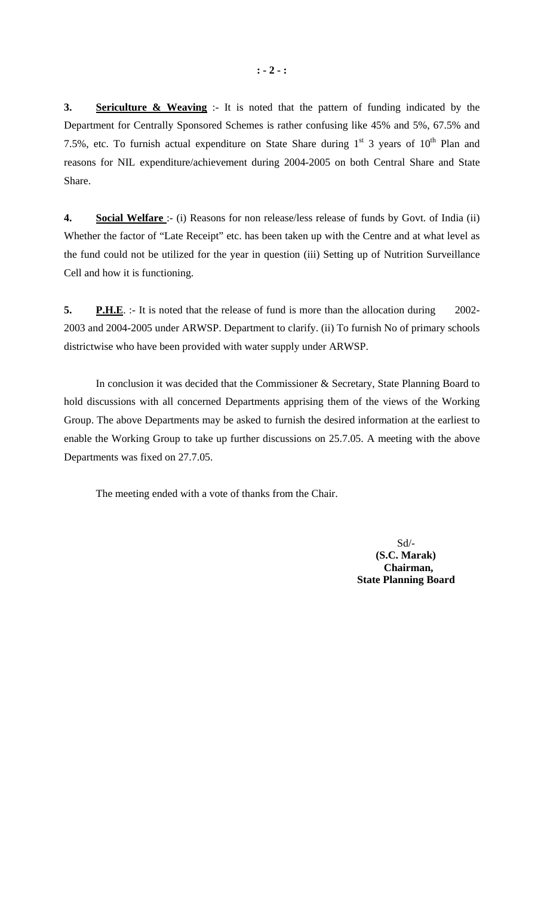**3.** **Sericulture & Weaving** :- It is noted that the pattern of funding indicated by the Department for Centrally Sponsored Schemes is rather confusing like 45% and 5%, 67.5% and 7.5%, etc. To furnish actual expenditure on State Share during 1st 3 years of 10th Plan and reasons for NIL expenditure/achievement during 2004-2005 on both Central Share and State Share.

**4.** **Social Welfare** :- (i) Reasons for non release/less release of funds by Govt. of India (ii) Whether the factor of "Late Receipt" etc. has been taken up with the Centre and at what level as the fund could not be utilized for the year in question (iii) Setting up of Nutrition Surveillance Cell and how it is functioning.

**5.** **P.H.E**. :- It is noted that the release of fund is more than the allocation during 2002-2003 and 2004-2005 under ARWSP. Department to clarify. (ii) To furnish No of primary schools districtwise who have been provided with water supply under ARWSP.

In conclusion it was decided that the Commissioner & Secretary, State Planning Board to hold discussions with all concerned Departments apprising them of the views of the Working Group. The above Departments may be asked to furnish the desired information at the earliest to enable the Working Group to take up further discussions on 25.7.05. A meeting with the above Departments was fixed on 27.7.05.

The meeting ended with a vote of thanks from the Chair.

Sd/-
**(S.C. Marak)**
**Chairman,**
**State Planning Board**